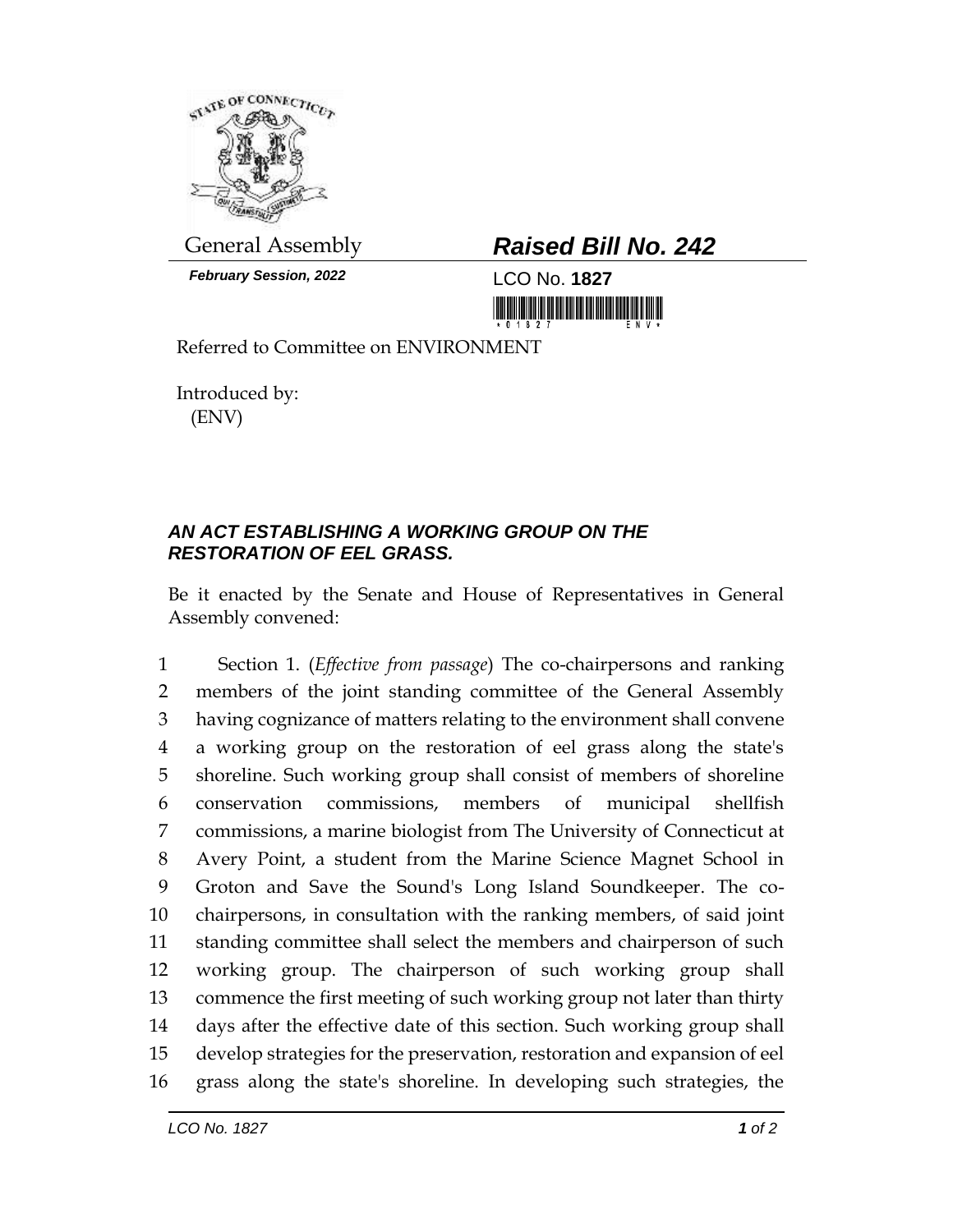General Assembly

**February Session, 2022**

# *Raised Bill No. 242*

LCO No. **1827**

Referred to Committee on ENVIRONMENT

Introduced by:
(ENV)

### *AN ACT ESTABLISHING A WORKING GROUP ON THE RESTORATION OF EEL GRASS.*

Be it enacted by the Senate and House of Representatives in General Assembly convened:

1 Section 1. (*Effective from passage*) The co-chairpersons and ranking
2 members of the joint standing committee of the General Assembly
3 having cognizance of matters relating to the environment shall convene
4 a working group on the restoration of eel grass along the state's
5 shoreline. Such working group shall consist of members of shoreline
6 conservation commissions, members of municipal shellfish
7 commissions, a marine biologist from The University of Connecticut at
8 Avery Point, a student from the Marine Science Magnet School in
9 Groton and Save the Sound's Long Island Soundkeeper. The co-
10 chairpersons, in consultation with the ranking members, of said joint
11 standing committee shall select the members and chairperson of such
12 working group. The chairperson of such working group shall
13 commence the first meeting of such working group not later than thirty
14 days after the effective date of this section. Such working group shall
15 develop strategies for the preservation, restoration and expansion of eel
16 grass along the state's shoreline. In developing such strategies, the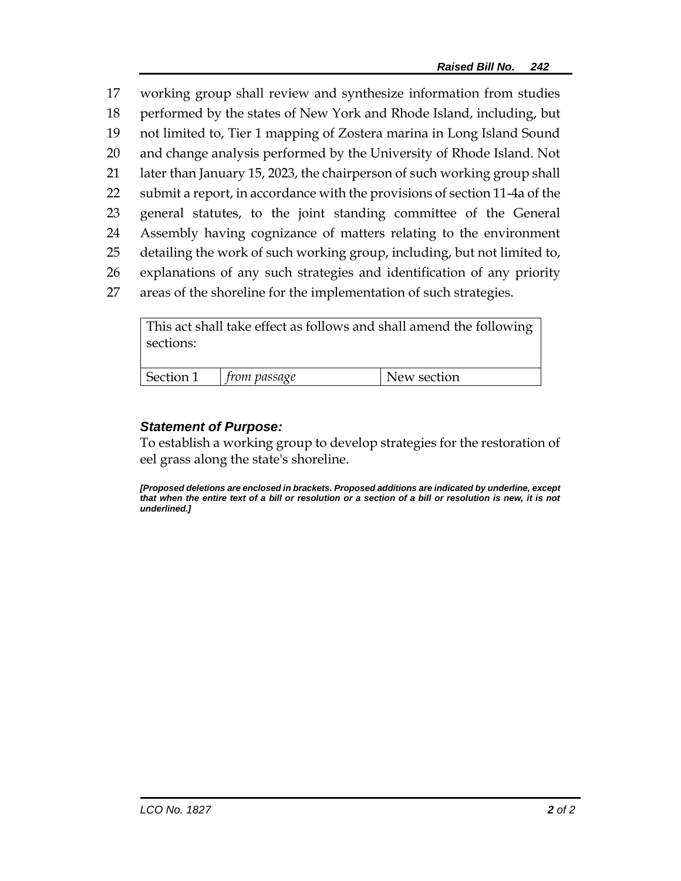working group shall review and synthesize information from studies performed by the states of New York and Rhode Island, including, but not limited to, Tier 1 mapping of Zostera marina in Long Island Sound and change analysis performed by the University of Rhode Island. Not later than January 15, 2023, the chairperson of such working group shall submit a report, in accordance with the provisions of section 11-4a of the general statutes, to the joint standing committee of the General Assembly having cognizance of matters relating to the environment detailing the work of such working group, including, but not limited to, explanations of any such strategies and identification of any priority areas of the shoreline for the implementation of such strategies.

| This act shall take effect as follows and shall amend the following sections: | | |
|---|---|---|
| Section 1 | *from passage* | New section |

### *Statement of Purpose:*

To establish a working group to develop strategies for the restoration of eel grass along the state's shoreline.

***[Proposed deletions are enclosed in brackets. Proposed additions are indicated by underline, except that when the entire text of a bill or resolution or a section of a bill or resolution is new, it is not underlined.]***